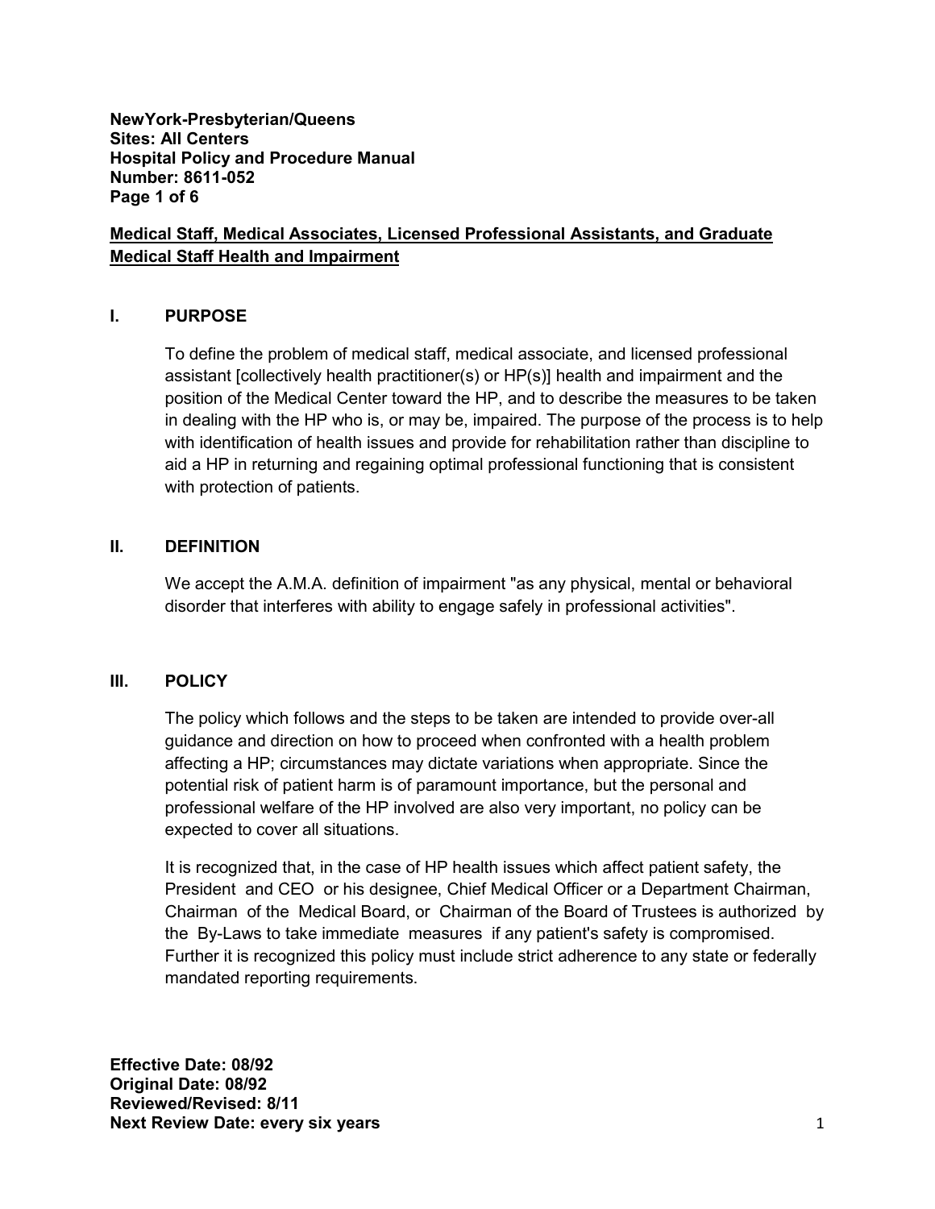**NewYork-Presbyterian/Queens**
**Sites: All Centers**
**Hospital Policy and Procedure Manual**
**Number: 8611-052**

# Medical Staff, Medical Associates, Licensed Professional Assistants, and Graduate Medical Staff Health and Impairment

## I. PURPOSE

To define the problem of medical staff, medical associate, and licensed professional assistant [collectively health practitioner(s) or HP(s)] health and impairment and the position of the Medical Center toward the HP, and to describe the measures to be taken in dealing with the HP who is, or may be, impaired. The purpose of the process is to help with identification of health issues and provide for rehabilitation rather than discipline to aid a HP in returning and regaining optimal professional functioning that is consistent with protection of patients.

## II. DEFINITION

We accept the A.M.A. definition of impairment "as any physical, mental or behavioral disorder that interferes with ability to engage safely in professional activities".

## III. POLICY

The policy which follows and the steps to be taken are intended to provide over-all guidance and direction on how to proceed when confronted with a health problem affecting a HP; circumstances may dictate variations when appropriate. Since the potential risk of patient harm is of paramount importance, but the personal and professional welfare of the HP involved are also very important, no policy can be expected to cover all situations.

It is recognized that, in the case of HP health issues which affect patient safety, the President and CEO or his designee, Chief Medical Officer or a Department Chairman, Chairman of the Medical Board, or Chairman of the Board of Trustees is authorized by the By-Laws to take immediate measures if any patient's safety is compromised. Further it is recognized this policy must include strict adherence to any state or federally mandated reporting requirements.

**Effective Date: 08/92**
**Original Date: 08/92**
**Reviewed/Revised: 8/11**
**Next Review Date: every six years**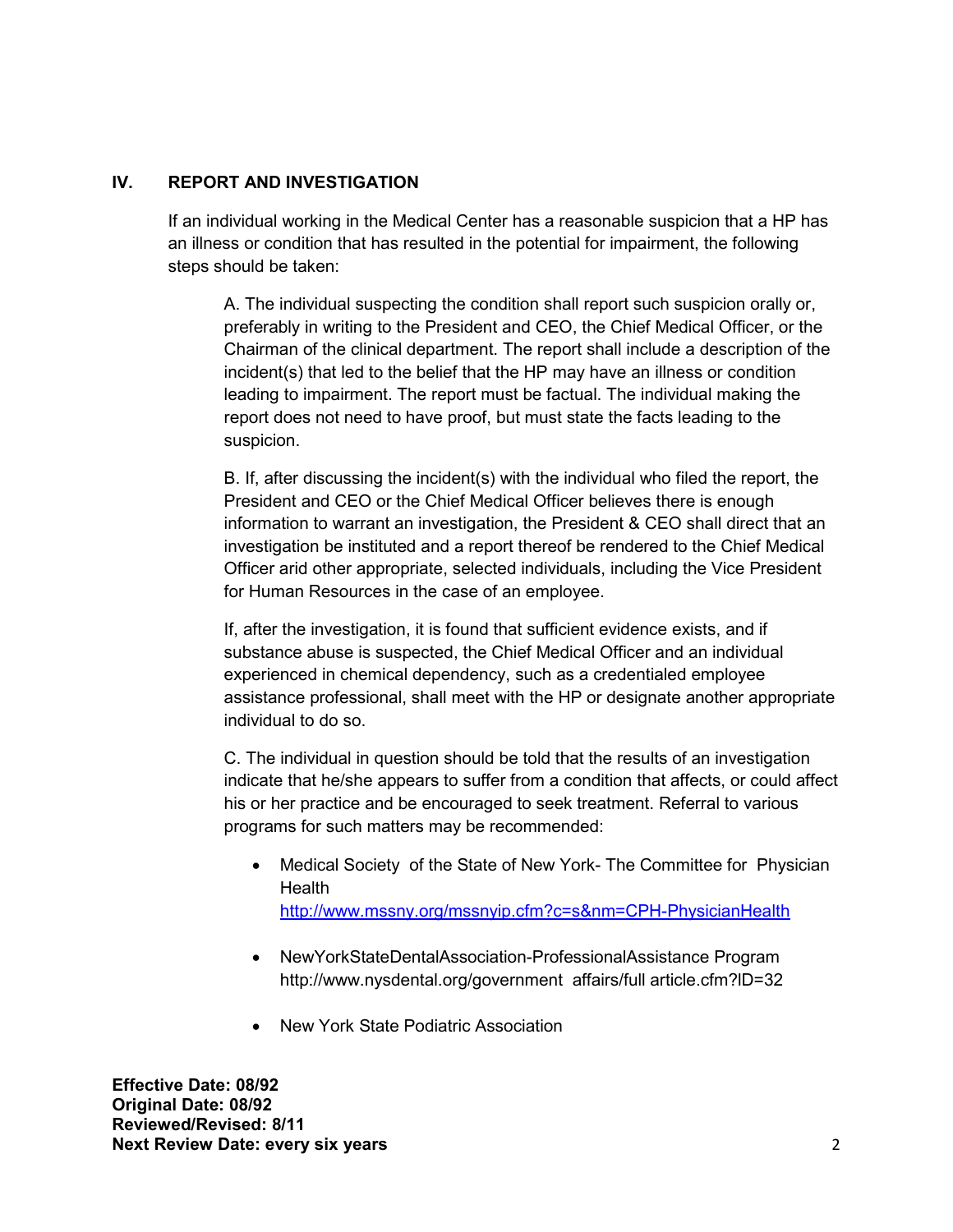## IV. REPORT AND INVESTIGATION

If an individual working in the Medical Center has a reasonable suspicion that a HP has an illness or condition that has resulted in the potential for impairment, the following steps should be taken:

A. The individual suspecting the condition shall report such suspicion orally or, preferably in writing to the President and CEO, the Chief Medical Officer, or the Chairman of the clinical department. The report shall include a description of the incident(s) that led to the belief that the HP may have an illness or condition leading to impairment. The report must be factual. The individual making the report does not need to have proof, but must state the facts leading to the suspicion.

B. If, after discussing the incident(s) with the individual who filed the report, the President and CEO or the Chief Medical Officer believes there is enough information to warrant an investigation, the President & CEO shall direct that an investigation be instituted and a report thereof be rendered to the Chief Medical Officer arid other appropriate, selected individuals, including the Vice President for Human Resources in the case of an employee.

If, after the investigation, it is found that sufficient evidence exists, and if substance abuse is suspected, the Chief Medical Officer and an individual experienced in chemical dependency, such as a credentialed employee assistance professional, shall meet with the HP or designate another appropriate individual to do so.

C. The individual in question should be told that the results of an investigation indicate that he/she appears to suffer from a condition that affects, or could affect his or her practice and be encouraged to seek treatment. Referral to various programs for such matters may be recommended:

- Medical Society of the State of New York- The Committee for Physician Health
  http://www.mssny.org/mssnyip.cfm?c=s&nm=CPH-PhysicianHealth

- NewYorkStateDentalAssociation-ProfessionalAssistance Program
  http://www.nysdental.org/government affairs/full article.cfm?ID=32

- New York State Podiatric Association

**Effective Date: 08/92**
**Original Date: 08/92**
**Reviewed/Revised: 8/11**
**Next Review Date: every six years**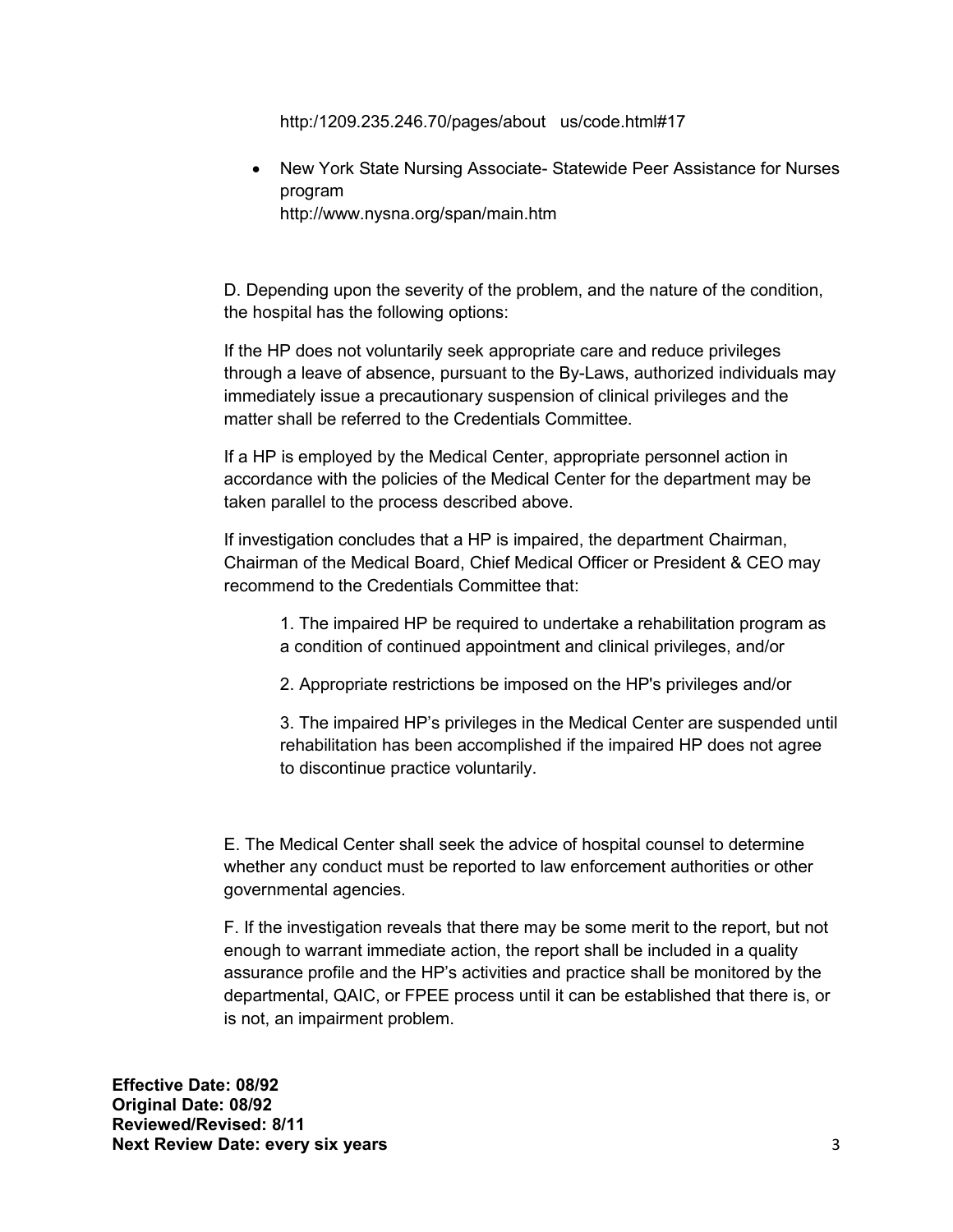http:/1209.235.246.70/pages/about us/code.html#17

- New York State Nursing Associate- Statewide Peer Assistance for Nurses program
  http://www.nysna.org/span/main.htm

D. Depending upon the severity of the problem, and the nature of the condition, the hospital has the following options:

If the HP does not voluntarily seek appropriate care and reduce privileges through a leave of absence, pursuant to the By-Laws, authorized individuals may immediately issue a precautionary suspension of clinical privileges and the matter shall be referred to the Credentials Committee.

If a HP is employed by the Medical Center, appropriate personnel action in accordance with the policies of the Medical Center for the department may be taken parallel to the process described above.

If investigation concludes that a HP is impaired, the department Chairman, Chairman of the Medical Board, Chief Medical Officer or President & CEO may recommend to the Credentials Committee that:

1. The impaired HP be required to undertake a rehabilitation program as a condition of continued appointment and clinical privileges, and/or

2. Appropriate restrictions be imposed on the HP's privileges and/or

3. The impaired HP's privileges in the Medical Center are suspended until rehabilitation has been accomplished if the impaired HP does not agree to discontinue practice voluntarily.

E. The Medical Center shall seek the advice of hospital counsel to determine whether any conduct must be reported to law enforcement authorities or other governmental agencies.

F. If the investigation reveals that there may be some merit to the report, but not enough to warrant immediate action, the report shall be included in a quality assurance profile and the HP's activities and practice shall be monitored by the departmental, QAIC, or FPEE process until it can be established that there is, or is not, an impairment problem.

**Effective Date: 08/92**
**Original Date: 08/92**
**Reviewed/Revised: 8/11**
**Next Review Date: every six years**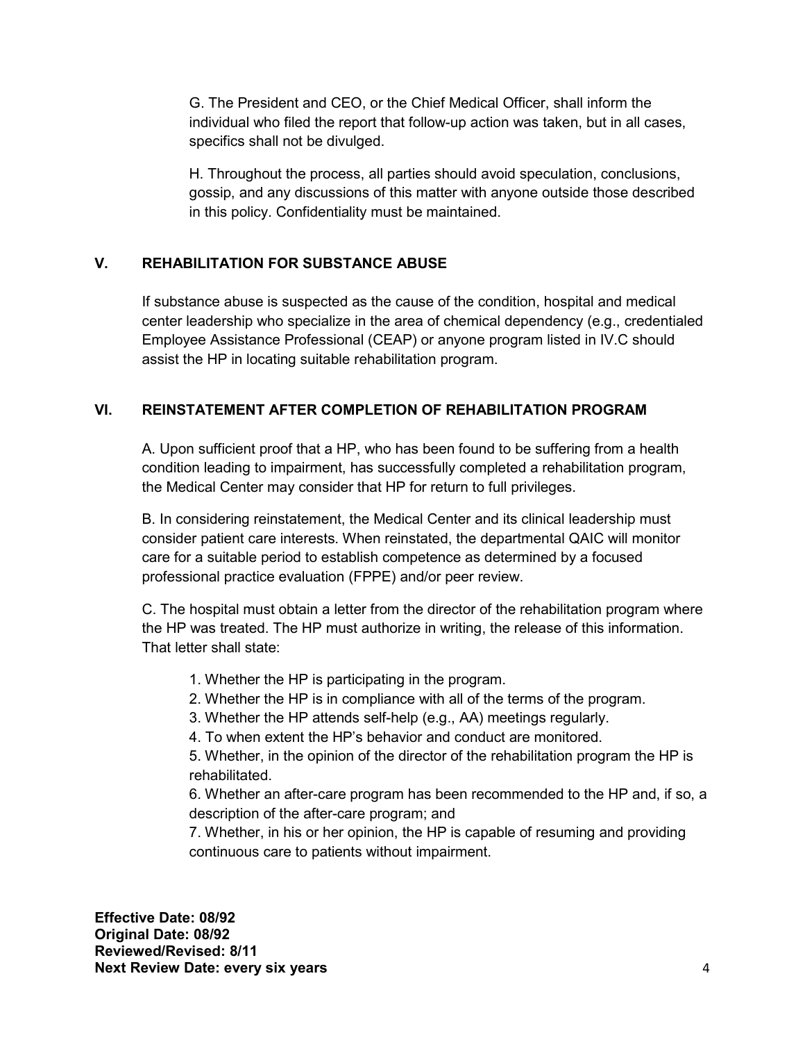G. The President and CEO, or the Chief Medical Officer, shall inform the individual who filed the report that follow-up action was taken, but in all cases, specifics shall not be divulged.

H. Throughout the process, all parties should avoid speculation, conclusions, gossip, and any discussions of this matter with anyone outside those described in this policy. Confidentiality must be maintained.

## V. REHABILITATION FOR SUBSTANCE ABUSE

If substance abuse is suspected as the cause of the condition, hospital and medical center leadership who specialize in the area of chemical dependency (e.g., credentialed Employee Assistance Professional (CEAP) or anyone program listed in IV.C should assist the HP in locating suitable rehabilitation program.

## VI. REINSTATEMENT AFTER COMPLETION OF REHABILITATION PROGRAM

A. Upon sufficient proof that a HP, who has been found to be suffering from a health condition leading to impairment, has successfully completed a rehabilitation program, the Medical Center may consider that HP for return to full privileges.

B. In considering reinstatement, the Medical Center and its clinical leadership must consider patient care interests. When reinstated, the departmental QAIC will monitor care for a suitable period to establish competence as determined by a focused professional practice evaluation (FPPE) and/or peer review.

C. The hospital must obtain a letter from the director of the rehabilitation program where the HP was treated. The HP must authorize in writing, the release of this information. That letter shall state:

1. Whether the HP is participating in the program.
2. Whether the HP is in compliance with all of the terms of the program.
3. Whether the HP attends self-help (e.g., AA) meetings regularly.
4. To when extent the HP's behavior and conduct are monitored.
5. Whether, in the opinion of the director of the rehabilitation program the HP is rehabilitated.
6. Whether an after-care program has been recommended to the HP and, if so, a description of the after-care program; and
7. Whether, in his or her opinion, the HP is capable of resuming and providing continuous care to patients without impairment.

**Effective Date: 08/92**
**Original Date: 08/92**
**Reviewed/Revised: 8/11**
**Next Review Date: every six years**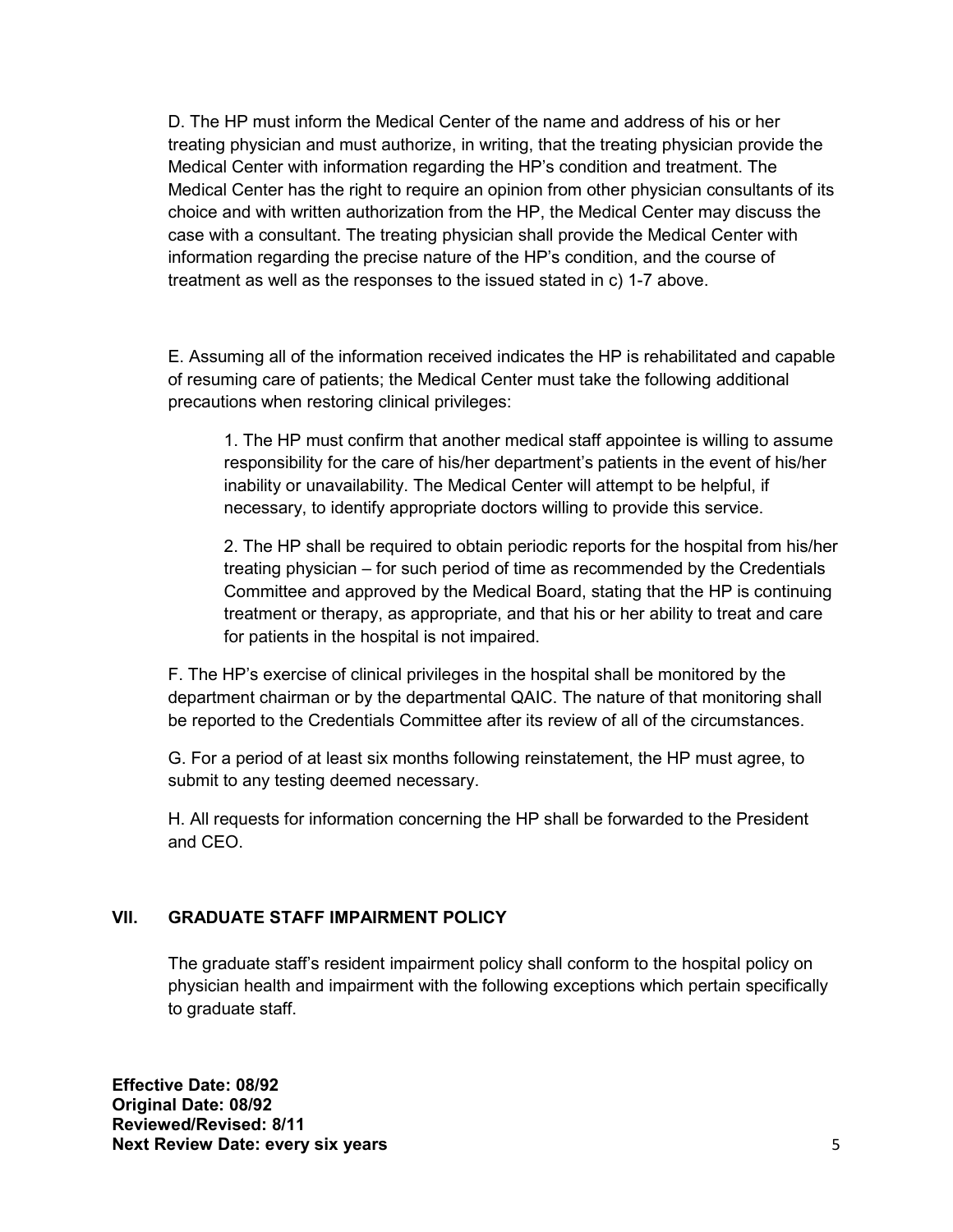D. The HP must inform the Medical Center of the name and address of his or her treating physician and must authorize, in writing, that the treating physician provide the Medical Center with information regarding the HP's condition and treatment. The Medical Center has the right to require an opinion from other physician consultants of its choice and with written authorization from the HP, the Medical Center may discuss the case with a consultant. The treating physician shall provide the Medical Center with information regarding the precise nature of the HP's condition, and the course of treatment as well as the responses to the issued stated in c) 1-7 above.

E. Assuming all of the information received indicates the HP is rehabilitated and capable of resuming care of patients; the Medical Center must take the following additional precautions when restoring clinical privileges:

1. The HP must confirm that another medical staff appointee is willing to assume responsibility for the care of his/her department's patients in the event of his/her inability or unavailability. The Medical Center will attempt to be helpful, if necessary, to identify appropriate doctors willing to provide this service.

2. The HP shall be required to obtain periodic reports for the hospital from his/her treating physician – for such period of time as recommended by the Credentials Committee and approved by the Medical Board, stating that the HP is continuing treatment or therapy, as appropriate, and that his or her ability to treat and care for patients in the hospital is not impaired.

F. The HP's exercise of clinical privileges in the hospital shall be monitored by the department chairman or by the departmental QAIC. The nature of that monitoring shall be reported to the Credentials Committee after its review of all of the circumstances.

G. For a period of at least six months following reinstatement, the HP must agree, to submit to any testing deemed necessary.

H. All requests for information concerning the HP shall be forwarded to the President and CEO.

## VII. GRADUATE STAFF IMPAIRMENT POLICY

The graduate staff's resident impairment policy shall conform to the hospital policy on physician health and impairment with the following exceptions which pertain specifically to graduate staff.

**Effective Date: 08/92**
**Original Date: 08/92**
**Reviewed/Revised: 8/11**
**Next Review Date: every six years**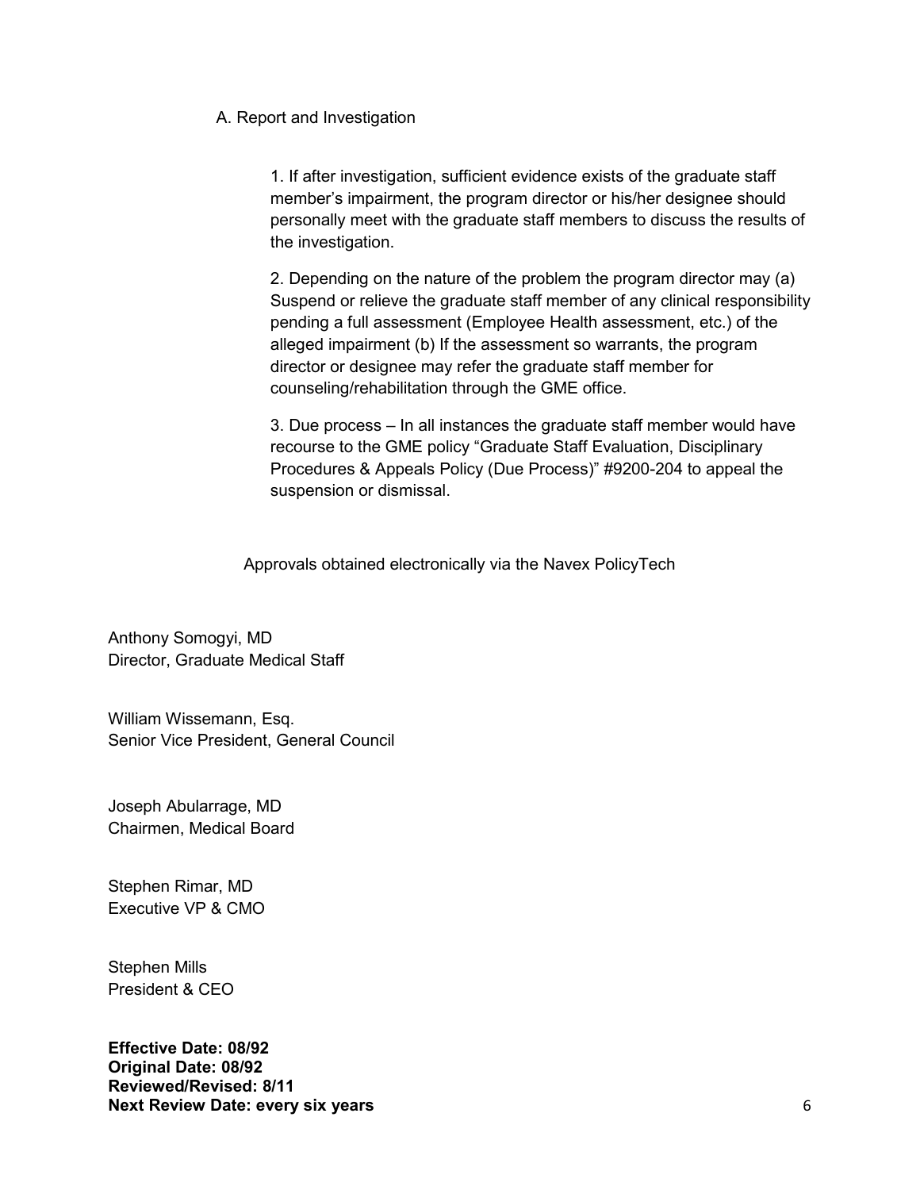A. Report and Investigation

1. If after investigation, sufficient evidence exists of the graduate staff member's impairment, the program director or his/her designee should personally meet with the graduate staff members to discuss the results of the investigation.

2. Depending on the nature of the problem the program director may (a) Suspend or relieve the graduate staff member of any clinical responsibility pending a full assessment (Employee Health assessment, etc.) of the alleged impairment (b) If the assessment so warrants, the program director or designee may refer the graduate staff member for counseling/rehabilitation through the GME office.

3. Due process – In all instances the graduate staff member would have recourse to the GME policy "Graduate Staff Evaluation, Disciplinary Procedures & Appeals Policy (Due Process)" #9200-204 to appeal the suspension or dismissal.

Approvals obtained electronically via the Navex PolicyTech

Anthony Somogyi, MD
Director, Graduate Medical Staff

William Wissemann, Esq.
Senior Vice President, General Council

Joseph Abularrage, MD
Chairmen, Medical Board

Stephen Rimar, MD
Executive VP & CMO

Stephen Mills
President & CEO

**Effective Date: 08/92**
**Original Date: 08/92**
**Reviewed/Revised: 8/11**
**Next Review Date: every six years**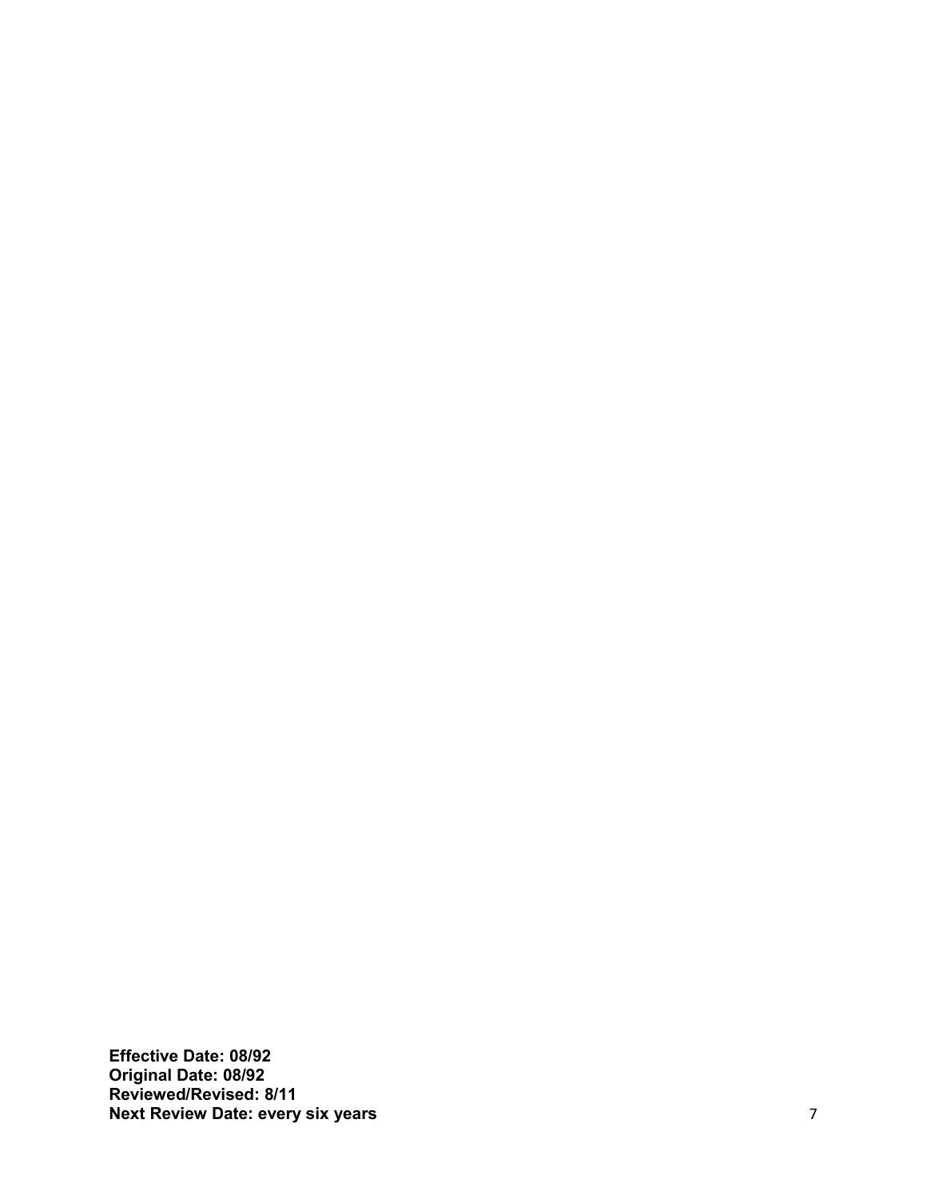**Effective Date: 08/92**
**Original Date: 08/92**
**Reviewed/Revised: 8/11**
**Next Review Date: every six years**